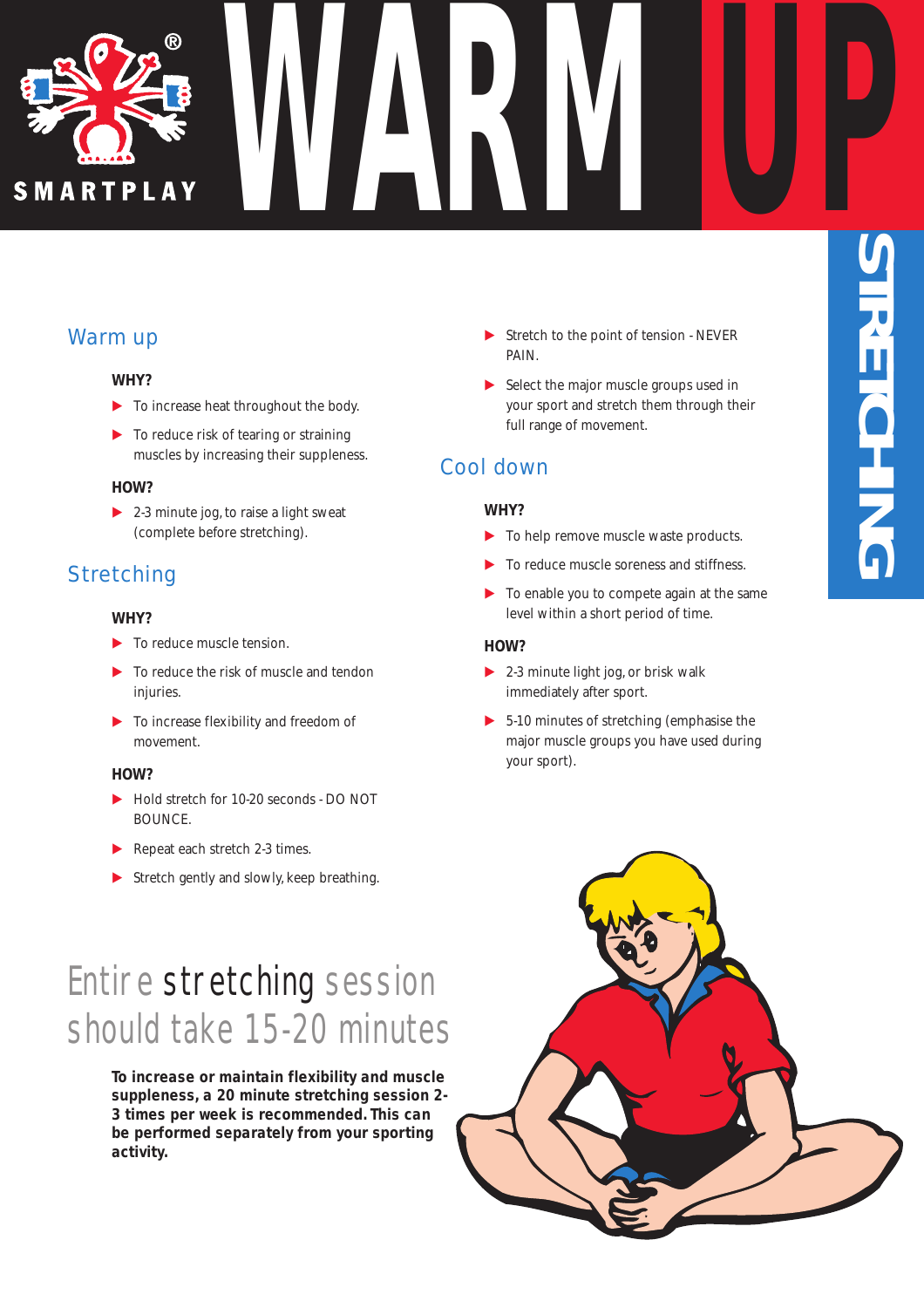SMARTPLAY

# WARM UP

STRETCHING

## Warm up

**WHY?**

- To increase heat throughout the body.
- To reduce risk of tearing or straining muscles by increasing their suppleness.

**HOW?**

- 2-3 minute jog, to raise a light sweat (complete before stretching).

## Stretching

**WHY?**

- To reduce muscle tension.
- To reduce the risk of muscle and tendon injuries.
- To increase flexibility and freedom of movement.

**HOW?**

- Hold stretch for 10-20 seconds - DO NOT BOUNCE.
- Repeat each stretch 2-3 times.
- Stretch gently and slowly, keep breathing.
- Stretch to the point of tension - NEVER PAIN.
- Select the major muscle groups used in your sport and stretch them through their full range of movement.

## Cool down

**WHY?**

- To help remove muscle waste products.
- To reduce muscle soreness and stiffness.
- To enable you to compete again at the same level within a short period of time.

**HOW?**

- 2-3 minute light jog, or brisk walk immediately after sport.
- 5-10 minutes of stretching (emphasise the major muscle groups you have used during your sport).

## Entire stretching session should take 15-20 minutes

**To increase or maintain flexibility and muscle suppleness, a 20 minute stretching session 2-3 times per week is recommended. This can be performed separately from your sporting activity.**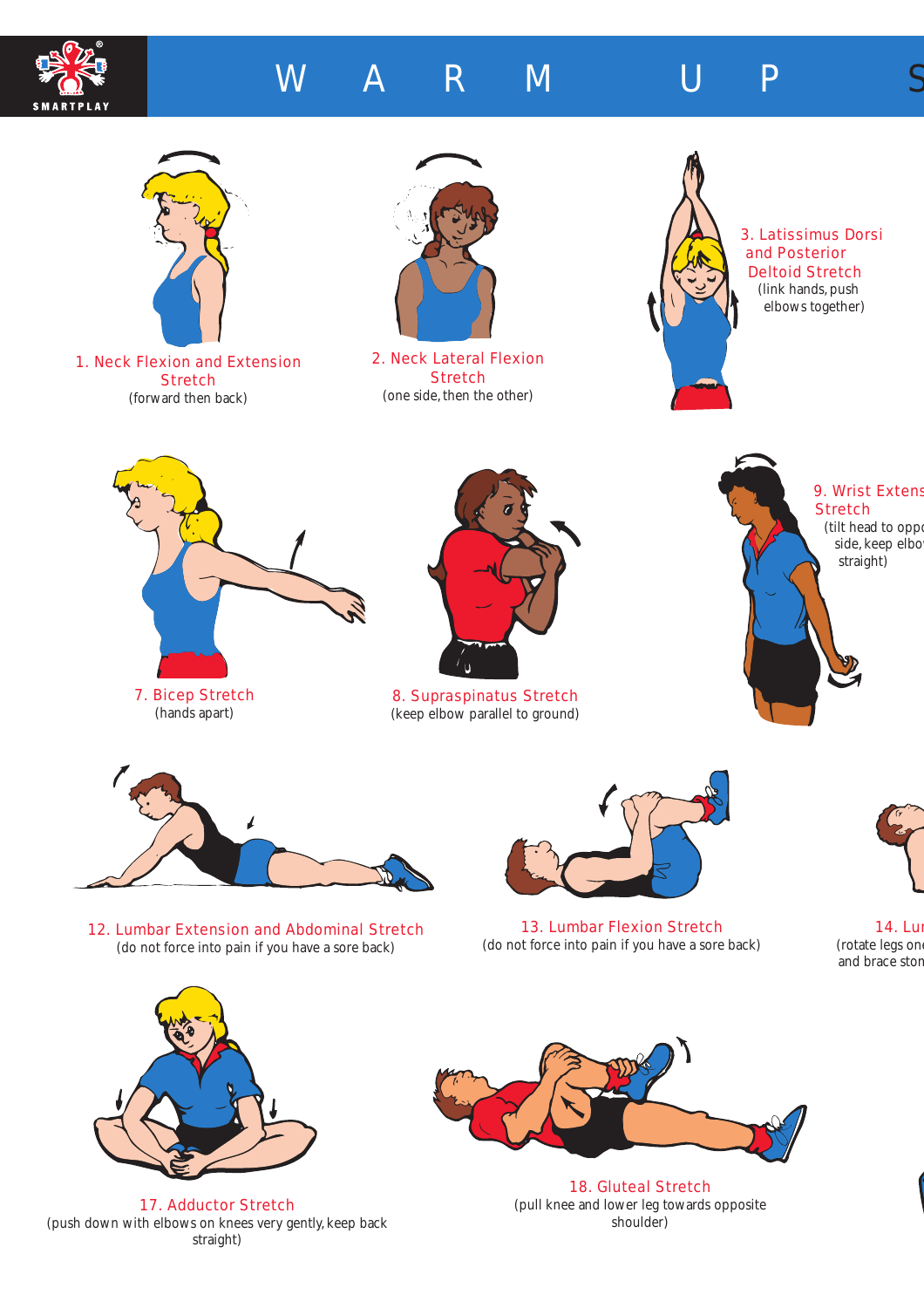# W A R M U P S

**1. Neck Flexion and Extension Stretch**
(forward then back)

**2. Neck Lateral Flexion Stretch**
(one side, then the other)

**3. Latissimus Dorsi and Posterior Deltoid Stretch**
(link hands, push elbows together)

**7. Bicep Stretch**
(hands apart)

**8. Supraspinatus Stretch**
(keep elbow parallel to ground)

**9. Wrist Extens Stretch**
(tilt head to oppo side, keep elbo straight)

**12. Lumbar Extension and Abdominal Stretch**
(do not force into pain if you have a sore back)

**13. Lumbar Flexion Stretch**
(do not force into pain if you have a sore back)

**14. Lu**
(rotate legs on and brace ston

**17. Adductor Stretch**
(push down with elbows on knees very gently, keep back straight)

**18. Gluteal Stretch**
(pull knee and lower leg towards opposite shoulder)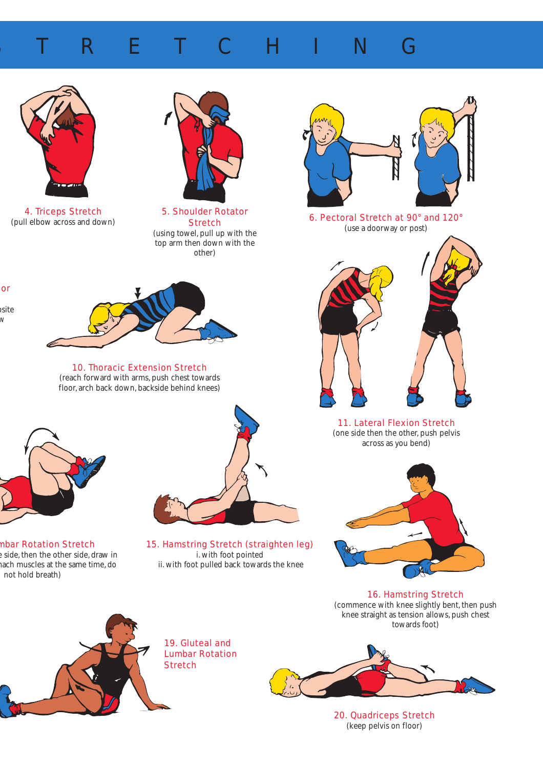# S T R E T C H I N G

4. Triceps Stretch
(pull elbow across and down)

5. Shoulder Rotator Stretch
(using towel, pull up with the top arm then down with the other)

6. Pectoral Stretch at 90° and 120°
(use a doorway or post)

or

site
w

10. Thoracic Extension Stretch
(reach forward with arms, push chest towards floor, arch back down, backside behind knees)

11. Lateral Flexion Stretch
(one side then the other, push pelvis across as you bend)

mbar Rotation Stretch
e side, then the other side, draw in
nach muscles at the same time, do
not hold breath)

15. Hamstring Stretch (straighten leg)
i. with foot pointed
ii. with foot pulled back towards the knee

16. Hamstring Stretch
(commence with knee slightly bent, then push knee straight as tension allows, push chest towards foot)

19. Gluteal and Lumbar Rotation Stretch

20. Quadriceps Stretch
(keep pelvis on floor)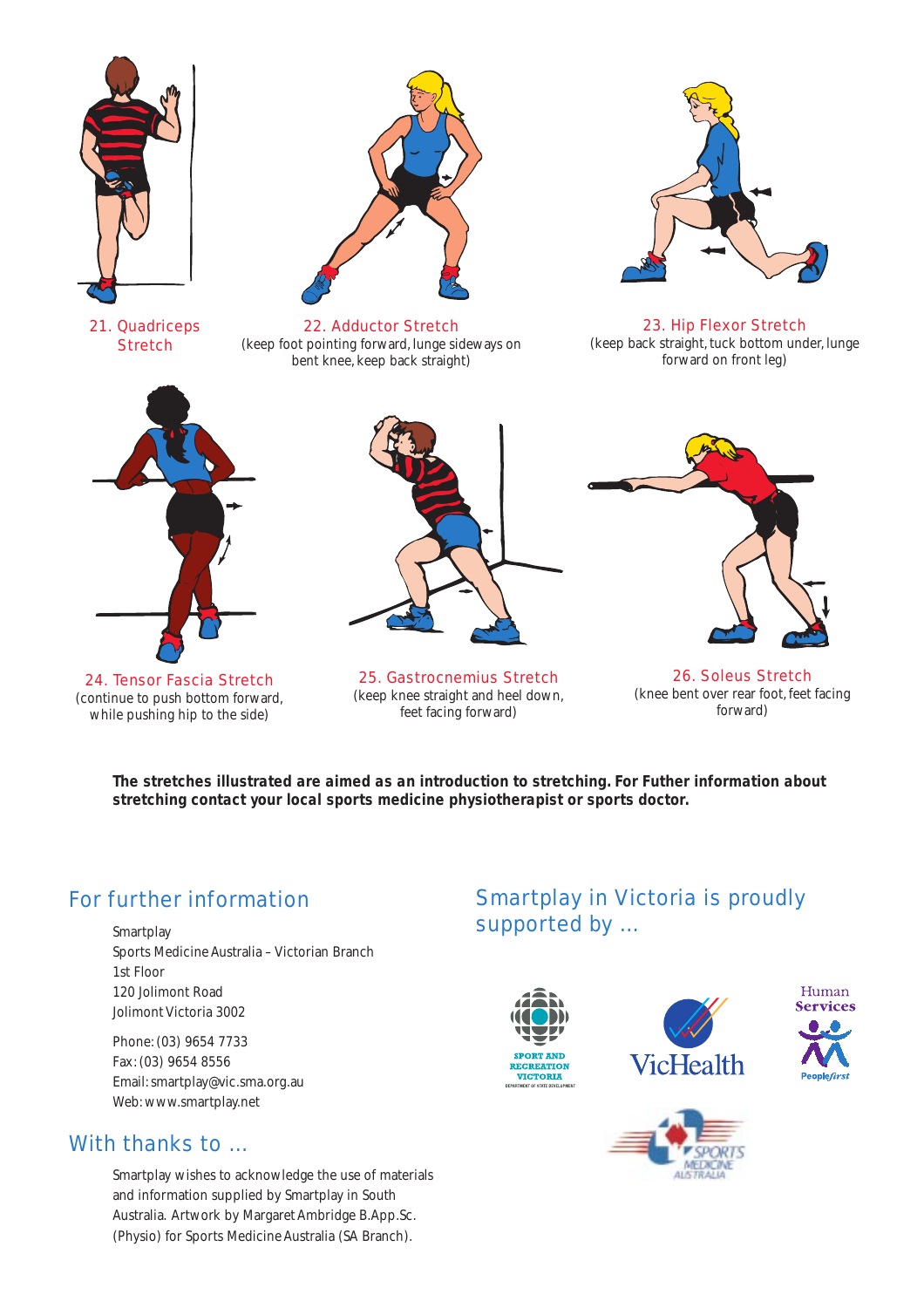21. Quadriceps Stretch

22. Adductor Stretch
(keep foot pointing forward, lunge sideways on bent knee, keep back straight)

23. Hip Flexor Stretch
(keep back straight, tuck bottom under, lunge forward on front leg)

24. Tensor Fascia Stretch
(continue to push bottom forward, while pushing hip to the side)

25. Gastrocnemius Stretch
(keep knee straight and heel down, feet facing forward)

26. Soleus Stretch
(knee bent over rear foot, feet facing forward)

**The stretches illustrated are aimed as an introduction to stretching. For Futher information about stretching contact your local sports medicine physiotherapist or sports doctor.**

## For further information

Smartplay
Sports Medicine Australia – Victorian Branch
1st Floor
120 Jolimont Road
Jolimont Victoria 3002

Phone: (03) 9654 7733
Fax: (03) 9654 8556
Email: smartplay@vic.sma.org.au
Web: www.smartplay.net

## With thanks to ...

Smartplay wishes to acknowledge the use of materials and information supplied by Smartplay in South Australia. Artwork by Margaret Ambridge B.App.Sc. (Physio) for Sports Medicine Australia (SA Branch).

## Smartplay in Victoria is proudly supported by ...

SPORT AND RECREATION VICTORIA
DEPARTMENT OF STATE DEVELOPMENT

VicHealth

Human Services
People*first*

SPORTS MEDICINE AUSTRALIA